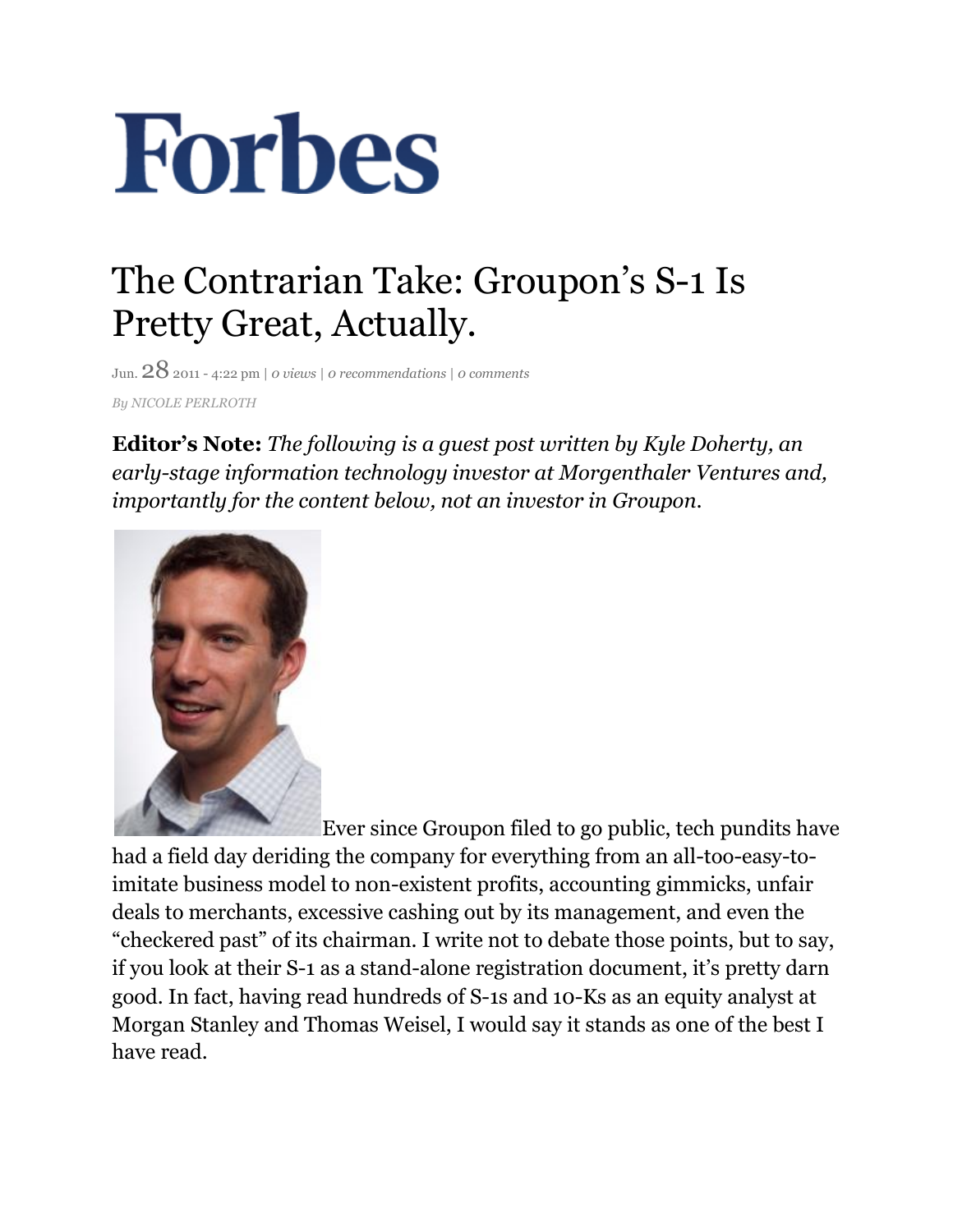Forbes

# The Contrarian Take: Groupon's S-1 Is Pretty Great, Actually.

Jun. 28 2011 - 4:22 pm | *0 views* | *0 recommendations* | *0 comments*

*By NICOLE PERLROTH*

**Editor's Note:** *The following is a guest post written by Kyle Doherty, an early-stage information technology investor at Morgenthaler Ventures and, importantly for the content below, not an investor in Groupon.*

Ever since Groupon filed to go public, tech pundits have had a field day deriding the company for everything from an all-too-easy-to-imitate business model to non-existent profits, accounting gimmicks, unfair deals to merchants, excessive cashing out by its management, and even the "checkered past" of its chairman. I write not to debate those points, but to say, if you look at their S-1 as a stand-alone registration document, it's pretty darn good. In fact, having read hundreds of S-1s and 10-Ks as an equity analyst at Morgan Stanley and Thomas Weisel, I would say it stands as one of the best I have read.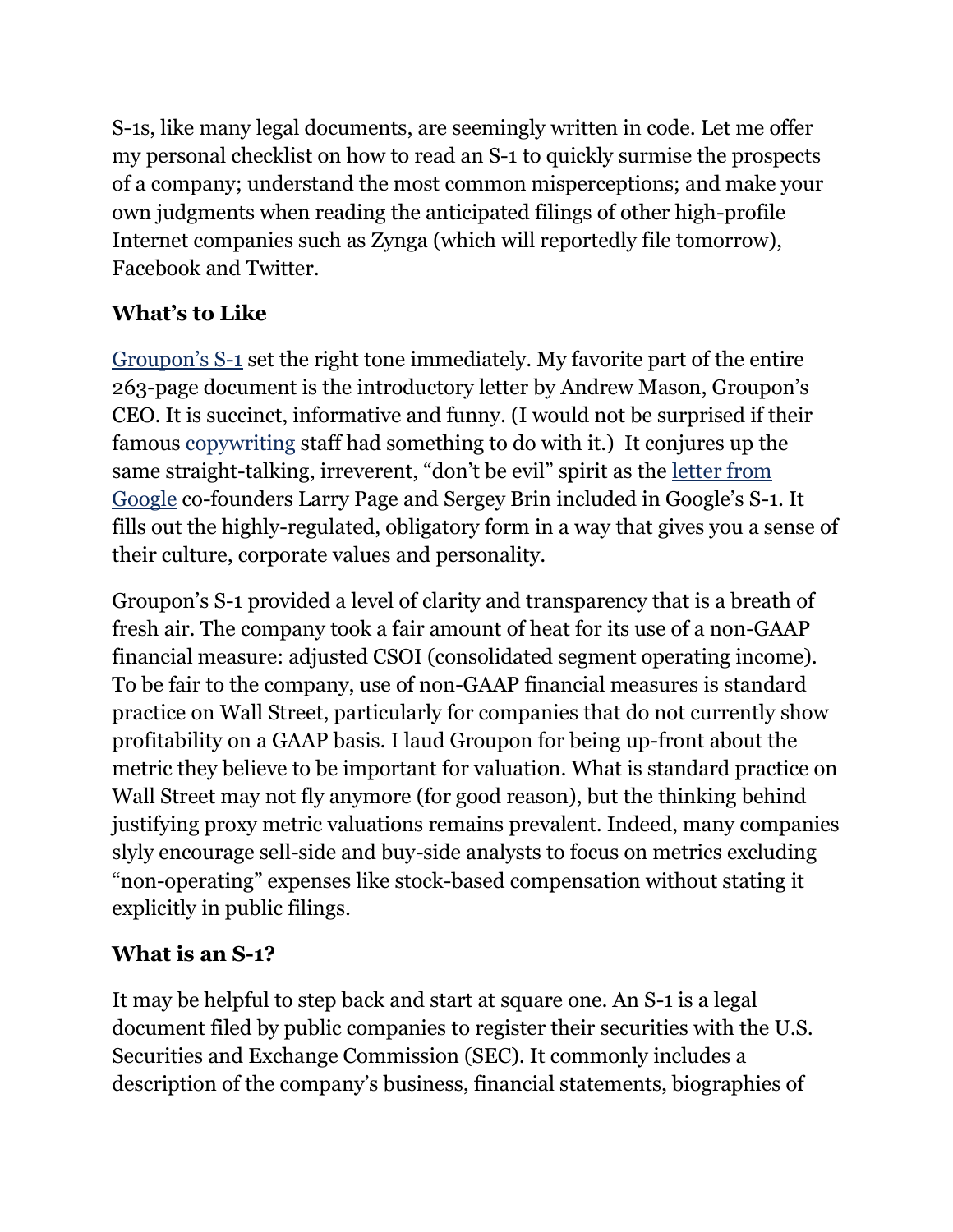S-1s, like many legal documents, are seemingly written in code. Let me offer my personal checklist on how to read an S-1 to quickly surmise the prospects of a company; understand the most common misperceptions; and make your own judgments when reading the anticipated filings of other high-profile Internet companies such as Zynga (which will reportedly file tomorrow), Facebook and Twitter.

### What's to Like

Groupon's S-1 set the right tone immediately. My favorite part of the entire 263-page document is the introductory letter by Andrew Mason, Groupon's CEO. It is succinct, informative and funny. (I would not be surprised if their famous copywriting staff had something to do with it.) It conjures up the same straight-talking, irreverent, "don't be evil" spirit as the letter from Google co-founders Larry Page and Sergey Brin included in Google's S-1. It fills out the highly-regulated, obligatory form in a way that gives you a sense of their culture, corporate values and personality.

Groupon's S-1 provided a level of clarity and transparency that is a breath of fresh air. The company took a fair amount of heat for its use of a non-GAAP financial measure: adjusted CSOI (consolidated segment operating income). To be fair to the company, use of non-GAAP financial measures is standard practice on Wall Street, particularly for companies that do not currently show profitability on a GAAP basis. I laud Groupon for being up-front about the metric they believe to be important for valuation. What is standard practice on Wall Street may not fly anymore (for good reason), but the thinking behind justifying proxy metric valuations remains prevalent. Indeed, many companies slyly encourage sell-side and buy-side analysts to focus on metrics excluding "non-operating" expenses like stock-based compensation without stating it explicitly in public filings.

### What is an S-1?

It may be helpful to step back and start at square one. An S-1 is a legal document filed by public companies to register their securities with the U.S. Securities and Exchange Commission (SEC). It commonly includes a description of the company's business, financial statements, biographies of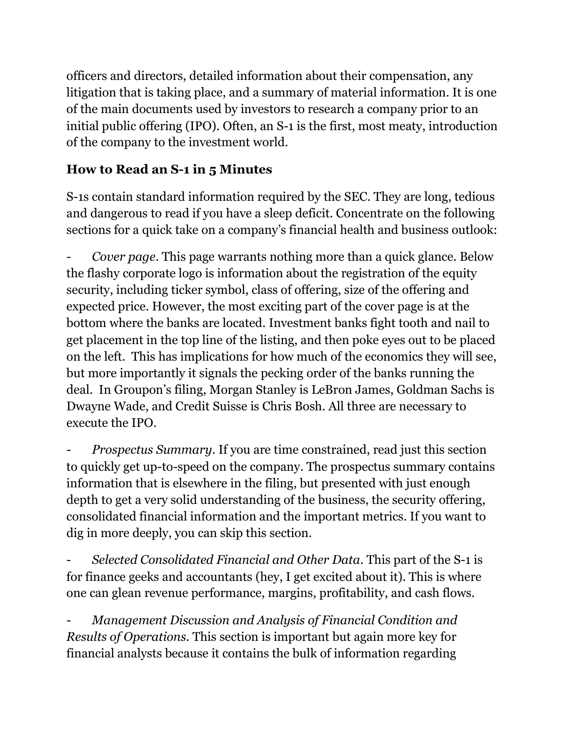officers and directors, detailed information about their compensation, any litigation that is taking place, and a summary of material information. It is one of the main documents used by investors to research a company prior to an initial public offering (IPO). Often, an S-1 is the first, most meaty, introduction of the company to the investment world.

## How to Read an S-1 in 5 Minutes

S-1s contain standard information required by the SEC. They are long, tedious and dangerous to read if you have a sleep deficit. Concentrate on the following sections for a quick take on a company's financial health and business outlook:

- *Cover page*. This page warrants nothing more than a quick glance. Below the flashy corporate logo is information about the registration of the equity security, including ticker symbol, class of offering, size of the offering and expected price. However, the most exciting part of the cover page is at the bottom where the banks are located. Investment banks fight tooth and nail to get placement in the top line of the listing, and then poke eyes out to be placed on the left. This has implications for how much of the economics they will see, but more importantly it signals the pecking order of the banks running the deal. In Groupon's filing, Morgan Stanley is LeBron James, Goldman Sachs is Dwayne Wade, and Credit Suisse is Chris Bosh. All three are necessary to execute the IPO.

- *Prospectus Summary*. If you are time constrained, read just this section to quickly get up-to-speed on the company. The prospectus summary contains information that is elsewhere in the filing, but presented with just enough depth to get a very solid understanding of the business, the security offering, consolidated financial information and the important metrics. If you want to dig in more deeply, you can skip this section.

- *Selected Consolidated Financial and Other Data*. This part of the S-1 is for finance geeks and accountants (hey, I get excited about it). This is where one can glean revenue performance, margins, profitability, and cash flows.

- *Management Discussion and Analysis of Financial Condition and Results of Operations*. This section is important but again more key for financial analysts because it contains the bulk of information regarding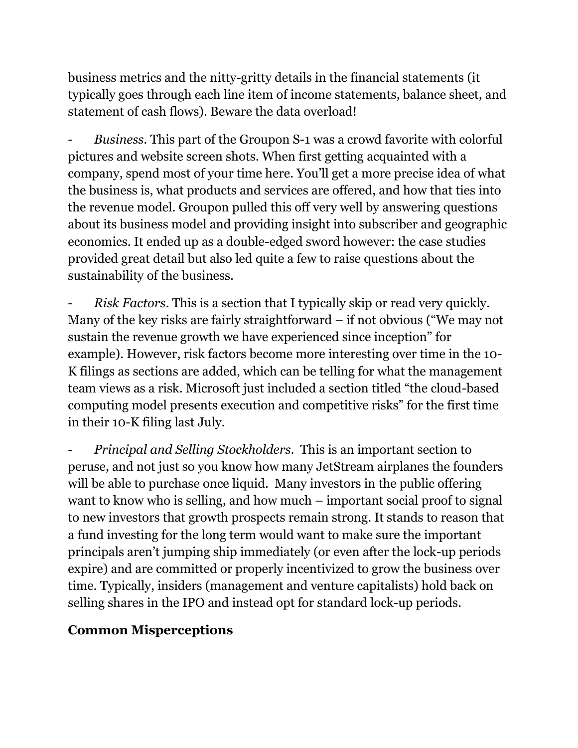business metrics and the nitty-gritty details in the financial statements (it typically goes through each line item of income statements, balance sheet, and statement of cash flows). Beware the data overload!

- *Business*. This part of the Groupon S-1 was a crowd favorite with colorful pictures and website screen shots. When first getting acquainted with a company, spend most of your time here. You'll get a more precise idea of what the business is, what products and services are offered, and how that ties into the revenue model. Groupon pulled this off very well by answering questions about its business model and providing insight into subscriber and geographic economics. It ended up as a double-edged sword however: the case studies provided great detail but also led quite a few to raise questions about the sustainability of the business.

- *Risk Factors*. This is a section that I typically skip or read very quickly. Many of the key risks are fairly straightforward – if not obvious ("We may not sustain the revenue growth we have experienced since inception" for example). However, risk factors become more interesting over time in the 10-K filings as sections are added, which can be telling for what the management team views as a risk. Microsoft just included a section titled "the cloud-based computing model presents execution and competitive risks" for the first time in their 10-K filing last July.

- *Principal and Selling Stockholders*. This is an important section to peruse, and not just so you know how many JetStream airplanes the founders will be able to purchase once liquid. Many investors in the public offering want to know who is selling, and how much – important social proof to signal to new investors that growth prospects remain strong. It stands to reason that a fund investing for the long term would want to make sure the important principals aren't jumping ship immediately (or even after the lock-up periods expire) and are committed or properly incentivized to grow the business over time. Typically, insiders (management and venture capitalists) hold back on selling shares in the IPO and instead opt for standard lock-up periods.

**Common Misperceptions**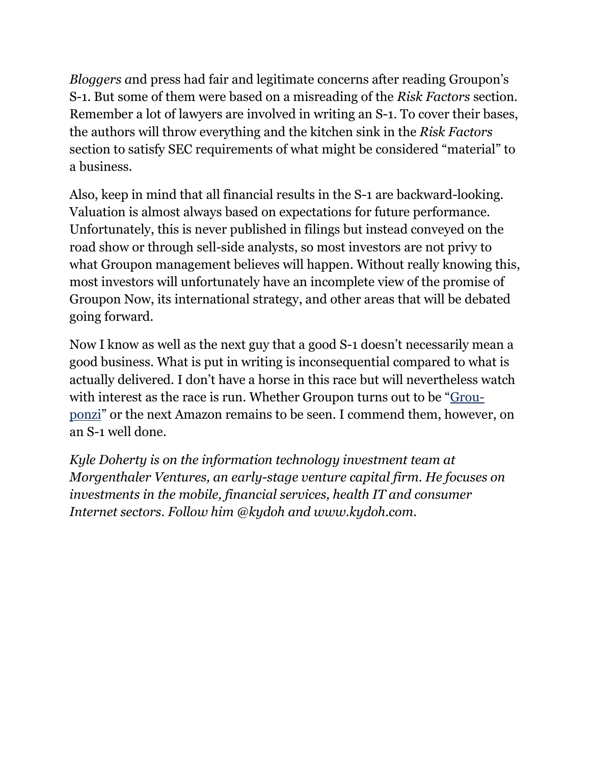*Bloggers a*nd press had fair and legitimate concerns after reading Groupon's S-1. But some of them were based on a misreading of the *Risk Factors* section. Remember a lot of lawyers are involved in writing an S-1. To cover their bases, the authors will throw everything and the kitchen sink in the *Risk Factors* section to satisfy SEC requirements of what might be considered "material" to a business.

Also, keep in mind that all financial results in the S-1 are backward-looking. Valuation is almost always based on expectations for future performance. Unfortunately, this is never published in filings but instead conveyed on the road show or through sell-side analysts, so most investors are not privy to what Groupon management believes will happen. Without really knowing this, most investors will unfortunately have an incomplete view of the promise of Groupon Now, its international strategy, and other areas that will be debated going forward.

Now I know as well as the next guy that a good S-1 doesn't necessarily mean a good business. What is put in writing is inconsequential compared to what is actually delivered. I don't have a horse in this race but will nevertheless watch with interest as the race is run. Whether Groupon turns out to be "Grou-ponzi" or the next Amazon remains to be seen. I commend them, however, on an S-1 well done.

*Kyle Doherty is on the information technology investment team at Morgenthaler Ventures, an early-stage venture capital firm. He focuses on investments in the mobile, financial services, health IT and consumer Internet sectors. Follow him @kydoh and www.kydoh.com.*